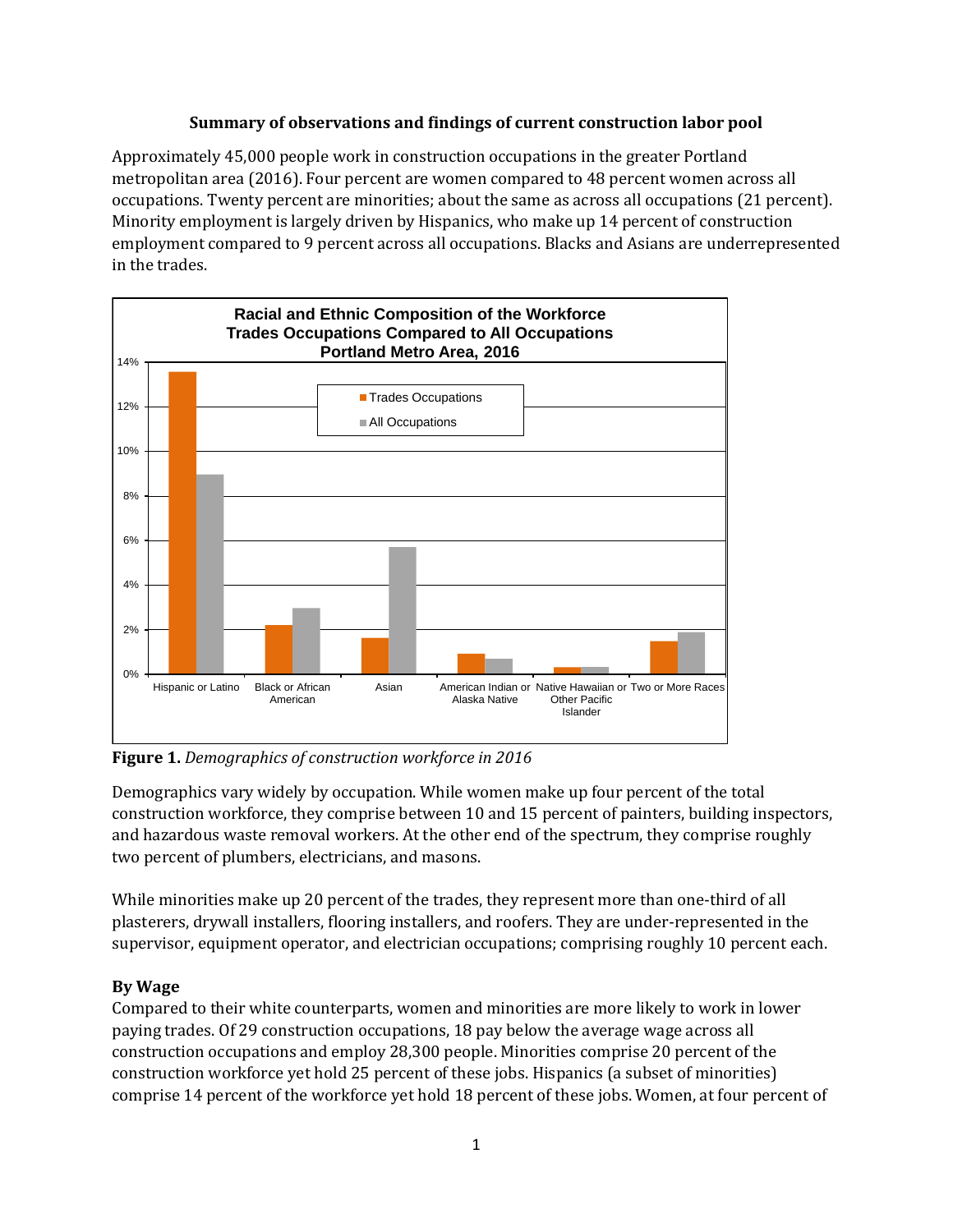**Summary of observations and findings of current construction labor pool**

Approximately 45,000 people work in construction occupations in the greater Portland metropolitan area (2016). Four percent are women compared to 48 percent women across all occupations. Twenty percent are minorities; about the same as across all occupations (21 percent). Minority employment is largely driven by Hispanics, who make up 14 percent of construction employment compared to 9 percent across all occupations. Blacks and Asians are underrepresented in the trades.

**Figure 1.** *Demographics of construction workforce in 2016*

Demographics vary widely by occupation. While women make up four percent of the total construction workforce, they comprise between 10 and 15 percent of painters, building inspectors, and hazardous waste removal workers. At the other end of the spectrum, they comprise roughly two percent of plumbers, electricians, and masons.

While minorities make up 20 percent of the trades, they represent more than one-third of all plasterers, drywall installers, flooring installers, and roofers. They are under-represented in the supervisor, equipment operator, and electrician occupations; comprising roughly 10 percent each.

### By Wage

Compared to their white counterparts, women and minorities are more likely to work in lower paying trades. Of 29 construction occupations, 18 pay below the average wage across all construction occupations and employ 28,300 people. Minorities comprise 20 percent of the construction workforce yet hold 25 percent of these jobs. Hispanics (a subset of minorities) comprise 14 percent of the workforce yet hold 18 percent of these jobs. Women, at four percent of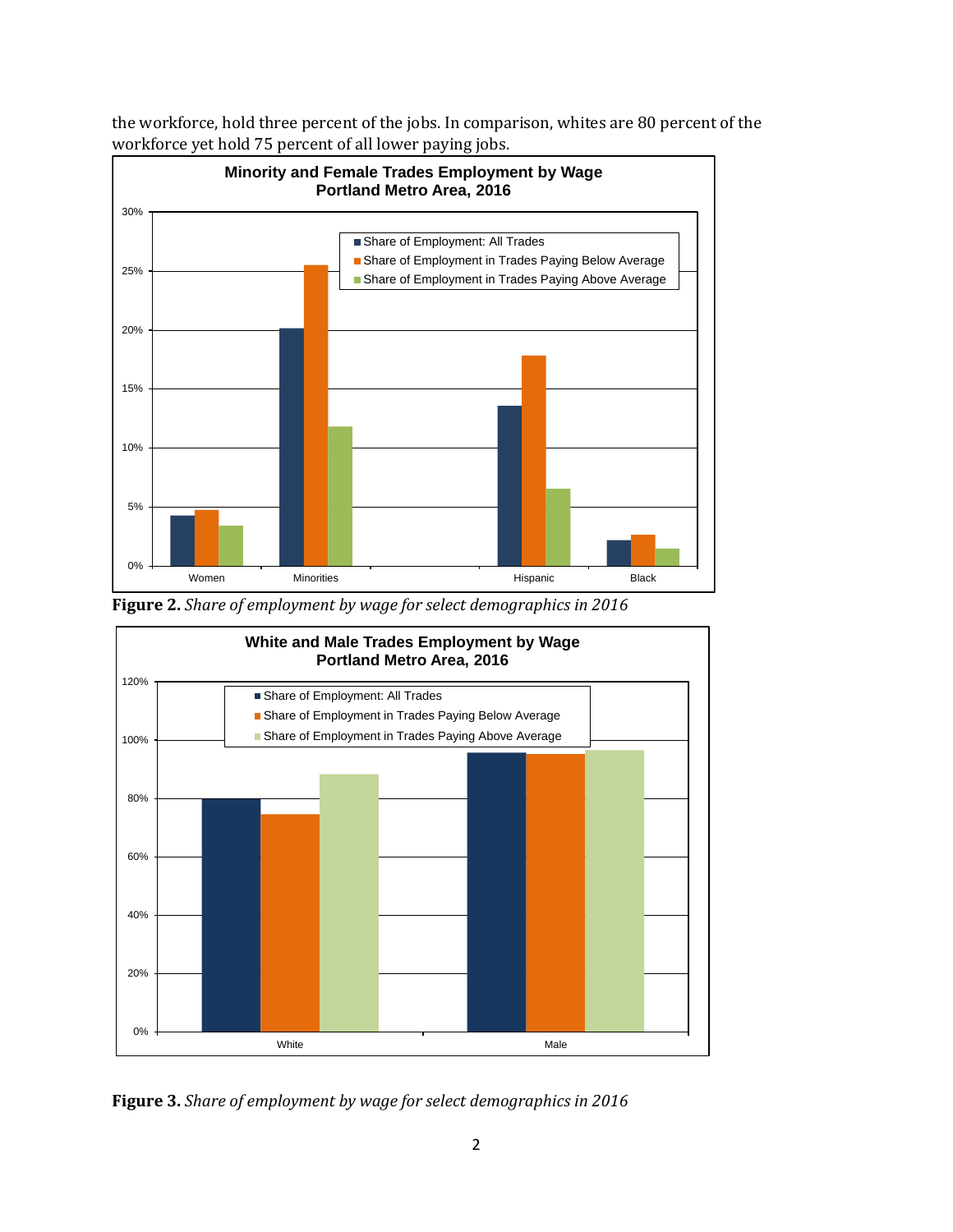the workforce, hold three percent of the jobs. In comparison, whites are 80 percent of the workforce yet hold 75 percent of all lower paying jobs.

**Figure 2.** *Share of employment by wage for select demographics in 2016*

**Figure 3.** *Share of employment by wage for select demographics in 2016*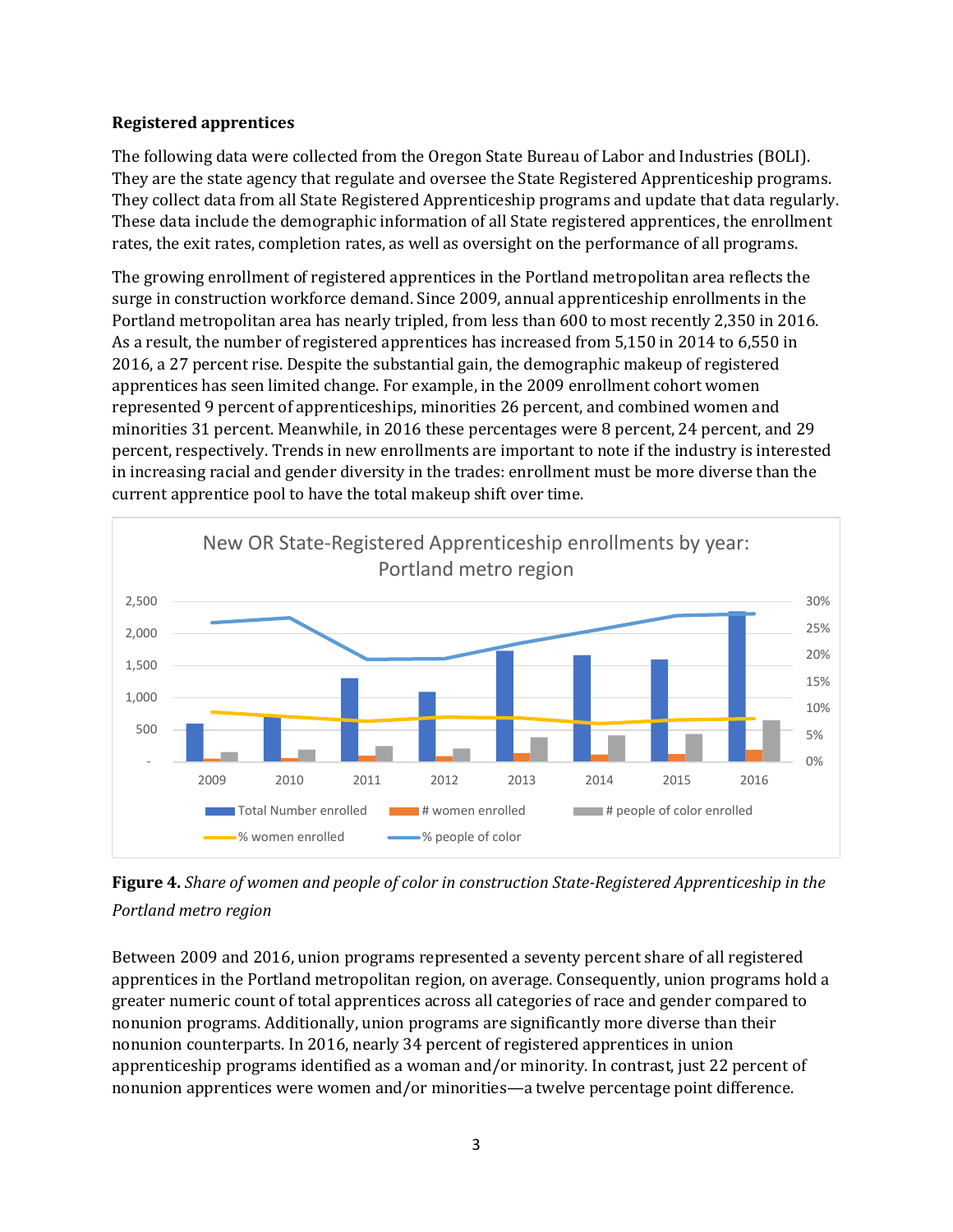**Registered apprentices**

The following data were collected from the Oregon State Bureau of Labor and Industries (BOLI). They are the state agency that regulate and oversee the State Registered Apprenticeship programs. They collect data from all State Registered Apprenticeship programs and update that data regularly. These data include the demographic information of all State registered apprentices, the enrollment rates, the exit rates, completion rates, as well as oversight on the performance of all programs.

The growing enrollment of registered apprentices in the Portland metropolitan area reflects the surge in construction workforce demand. Since 2009, annual apprenticeship enrollments in the Portland metropolitan area has nearly tripled, from less than 600 to most recently 2,350 in 2016. As a result, the number of registered apprentices has increased from 5,150 in 2014 to 6,550 in 2016, a 27 percent rise. Despite the substantial gain, the demographic makeup of registered apprentices has seen limited change. For example, in the 2009 enrollment cohort women represented 9 percent of apprenticeships, minorities 26 percent, and combined women and minorities 31 percent. Meanwhile, in 2016 these percentages were 8 percent, 24 percent, and 29 percent, respectively. Trends in new enrollments are important to note if the industry is interested in increasing racial and gender diversity in the trades: enrollment must be more diverse than the current apprentice pool to have the total makeup shift over time.

**Figure 4.** *Share of women and people of color in construction State-Registered Apprenticeship in the Portland metro region*

Between 2009 and 2016, union programs represented a seventy percent share of all registered apprentices in the Portland metropolitan region, on average. Consequently, union programs hold a greater numeric count of total apprentices across all categories of race and gender compared to nonunion programs. Additionally, union programs are significantly more diverse than their nonunion counterparts. In 2016, nearly 34 percent of registered apprentices in union apprenticeship programs identified as a woman and/or minority. In contrast, just 22 percent of nonunion apprentices were women and/or minorities—a twelve percentage point difference.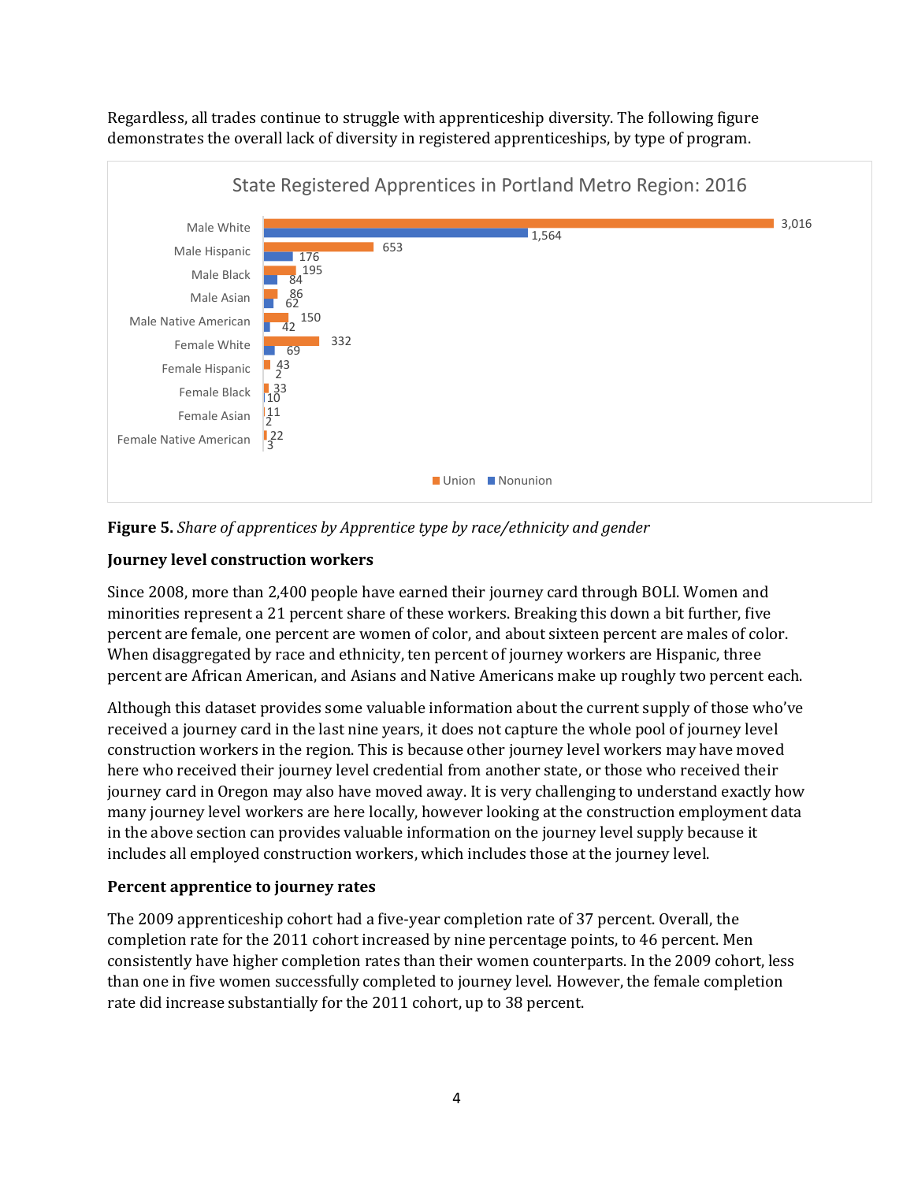Regardless, all trades continue to struggle with apprenticeship diversity. The following figure demonstrates the overall lack of diversity in registered apprenticeships, by type of program.

**State Registered Apprentices in Portland Metro Region: 2016**

| | Union | Nonunion |
|---|---|---|
| Male White | 3,016 | 1,564 |
| Male Hispanic | 653 | 176 |
| Male Black | 195 | 84 |
| Male Asian | 86 | 62 |
| Male Native American | 150 | 42 |
| Female White | 332 | 69 |
| Female Hispanic | 43 | 2 |
| Female Black | 33 | 10 |
| Female Asian | 11 | 2 |
| Female Native American | 22 | 3 |

**Figure 5.** *Share of apprentices by Apprentice type by race/ethnicity and gender*

### Journey level construction workers

Since 2008, more than 2,400 people have earned their journey card through BOLI. Women and minorities represent a 21 percent share of these workers. Breaking this down a bit further, five percent are female, one percent are women of color, and about sixteen percent are males of color. When disaggregated by race and ethnicity, ten percent of journey workers are Hispanic, three percent are African American, and Asians and Native Americans make up roughly two percent each.

Although this dataset provides some valuable information about the current supply of those who've received a journey card in the last nine years, it does not capture the whole pool of journey level construction workers in the region. This is because other journey level workers may have moved here who received their journey level credential from another state, or those who received their journey card in Oregon may also have moved away. It is very challenging to understand exactly how many journey level workers are here locally, however looking at the construction employment data in the above section can provides valuable information on the journey level supply because it includes all employed construction workers, which includes those at the journey level.

### Percent apprentice to journey rates

The 2009 apprenticeship cohort had a five-year completion rate of 37 percent. Overall, the completion rate for the 2011 cohort increased by nine percentage points, to 46 percent. Men consistently have higher completion rates than their women counterparts. In the 2009 cohort, less than one in five women successfully completed to journey level. However, the female completion rate did increase substantially for the 2011 cohort, up to 38 percent.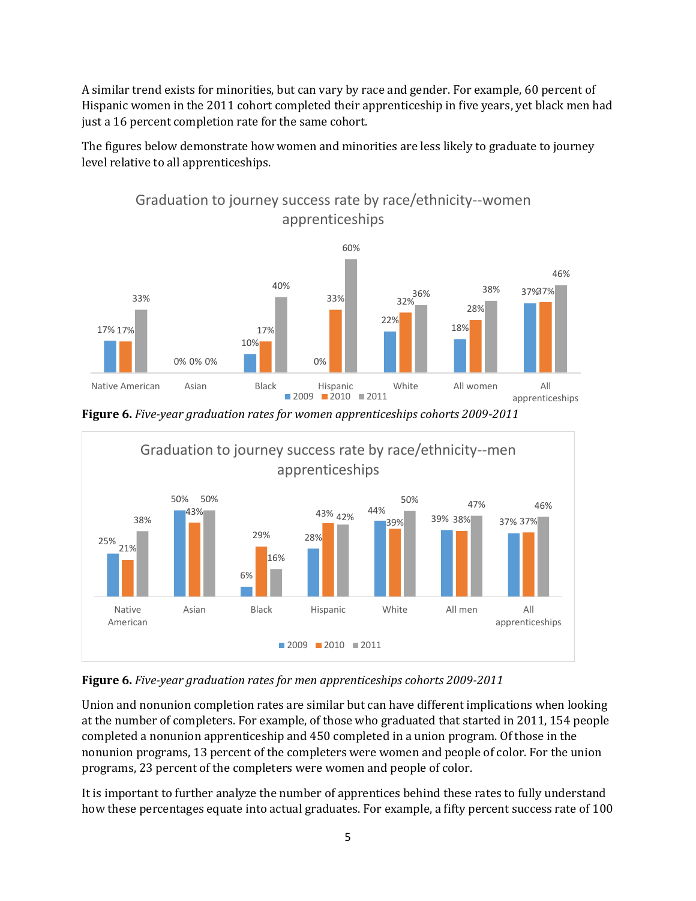A similar trend exists for minorities, but can vary by race and gender. For example, 60 percent of Hispanic women in the 2011 cohort completed their apprenticeship in five years, yet black men had just a 16 percent completion rate for the same cohort.

The figures below demonstrate how women and minorities are less likely to graduate to journey level relative to all apprenticeships.

**Graduation to journey success rate by race/ethnicity--women apprenticeships**

| | 2009 | 2010 | 2011 |
|---|---|---|---|
| Native American | 17% | 17% | 33% |
| Asian | 0% | 0% | 0% |
| Black | 10% | 17% | 40% |
| Hispanic | 0% | 33% | 60% |
| White | 22% | 32% | 36% |
| All women | 18% | 28% | 38% |
| All apprenticeships | 37% | 37% | 46% |

**Figure 6.** *Five-year graduation rates for women apprenticeships cohorts 2009-2011*

**Graduation to journey success rate by race/ethnicity--men apprenticeships**

| | 2009 | 2010 | 2011 |
|---|---|---|---|
| Native American | 25% | 21% | 38% |
| Asian | 50% | 43% | 50% |
| Black | 6% | 29% | 16% |
| Hispanic | 28% | 43% | 42% |
| White | 44% | 39% | 50% |
| All men | 39% | 38% | 47% |
| All apprenticeships | 37% | 37% | 46% |

**Figure 6.** *Five-year graduation rates for men apprenticeships cohorts 2009-2011*

Union and nonunion completion rates are similar but can have different implications when looking at the number of completers. For example, of those who graduated that started in 2011, 154 people completed a nonunion apprenticeship and 450 completed in a union program. Of those in the nonunion programs, 13 percent of the completers were women and people of color. For the union programs, 23 percent of the completers were women and people of color.

It is important to further analyze the number of apprentices behind these rates to fully understand how these percentages equate into actual graduates. For example, a fifty percent success rate of 100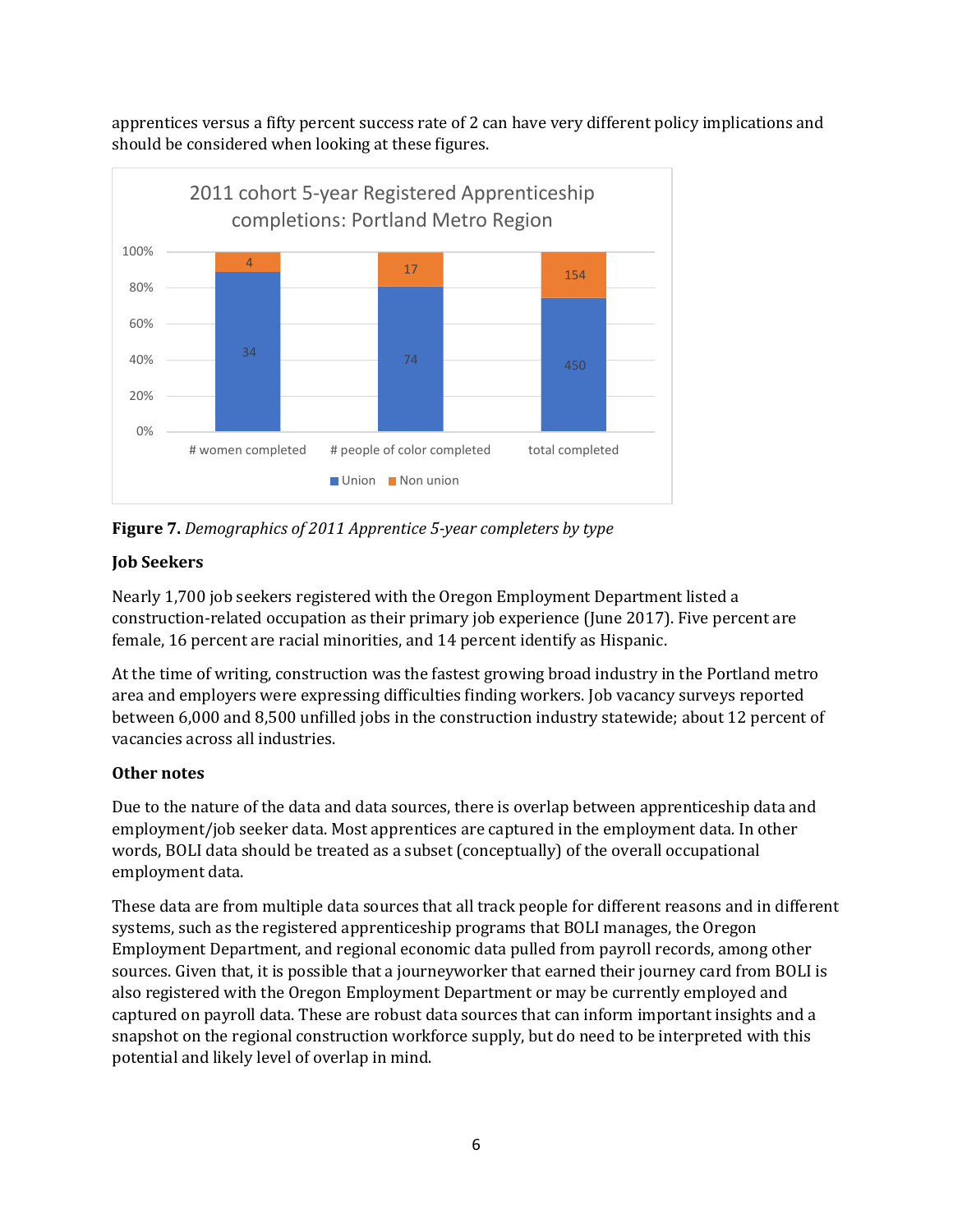apprentices versus a fifty percent success rate of 2 can have very different policy implications and should be considered when looking at these figures.

2011 cohort 5-year Registered Apprenticeship completions: Portland Metro Region

100%
80%
60%
40%
20%
0%

4
34
17
74
154
450

# women completed
# people of color completed
total completed

Union
Non union

**Figure 7.** *Demographics of 2011 Apprentice 5-year completers by type*

**Job Seekers**

Nearly 1,700 job seekers registered with the Oregon Employment Department listed a construction-related occupation as their primary job experience (June 2017). Five percent are female, 16 percent are racial minorities, and 14 percent identify as Hispanic.

At the time of writing, construction was the fastest growing broad industry in the Portland metro area and employers were expressing difficulties finding workers. Job vacancy surveys reported between 6,000 and 8,500 unfilled jobs in the construction industry statewide; about 12 percent of vacancies across all industries.

**Other notes**

Due to the nature of the data and data sources, there is overlap between apprenticeship data and employment/job seeker data. Most apprentices are captured in the employment data. In other words, BOLI data should be treated as a subset (conceptually) of the overall occupational employment data.

These data are from multiple data sources that all track people for different reasons and in different systems, such as the registered apprenticeship programs that BOLI manages, the Oregon Employment Department, and regional economic data pulled from payroll records, among other sources. Given that, it is possible that a journeyworker that earned their journey card from BOLI is also registered with the Oregon Employment Department or may be currently employed and captured on payroll data. These are robust data sources that can inform important insights and a snapshot on the regional construction workforce supply, but do need to be interpreted with this potential and likely level of overlap in mind.